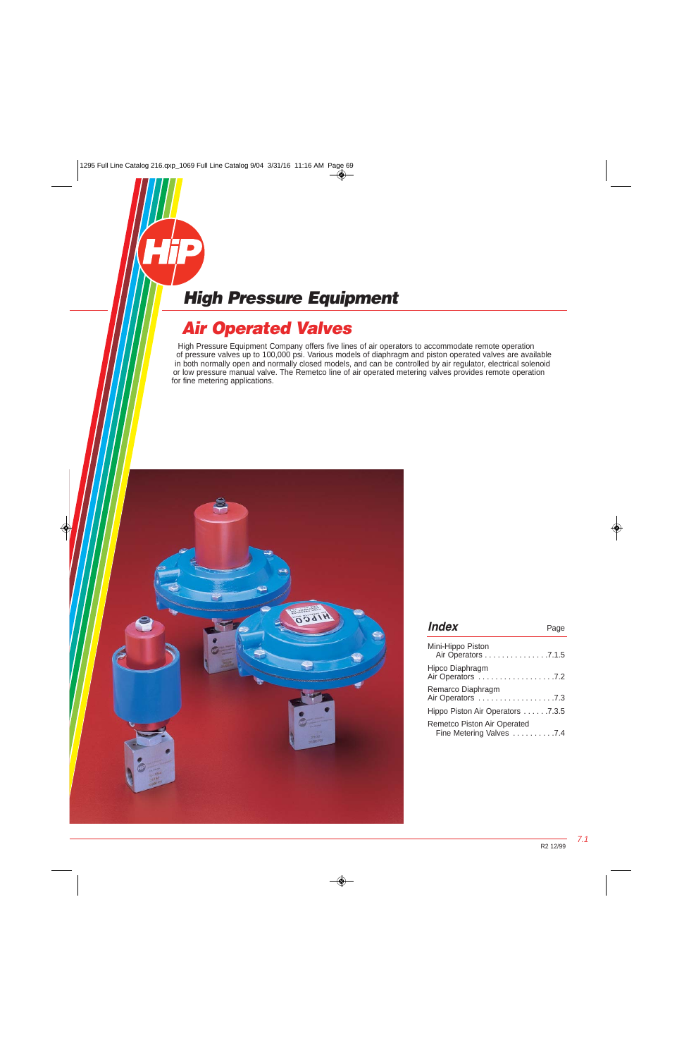# High Pressure Equipment

## Air Operated Valves

High Pressure Equipment Company offers five lines of air operators to accommodate remote operation of pressure valves up to 100,000 psi. Various models of diaphragm and piston operated valves are available in both normally open and normally closed models, and can be controlled by air regulator, electrical solenoid or low pressure manual valve. The Remetco line of air operated metering valves provides remote operation for fine metering applications.

### Index

| | Page |
|---|---|
| Mini-Hippo Piston Air Operators | 7.1.5 |
| Hipco Diaphragm Air Operators | 7.2 |
| Remarco Diaphragm Air Operators | 7.3 |
| Hippo Piston Air Operators | 7.3.5 |
| Remetco Piston Air Operated Fine Metering Valves | 7.4 |

R2 12/99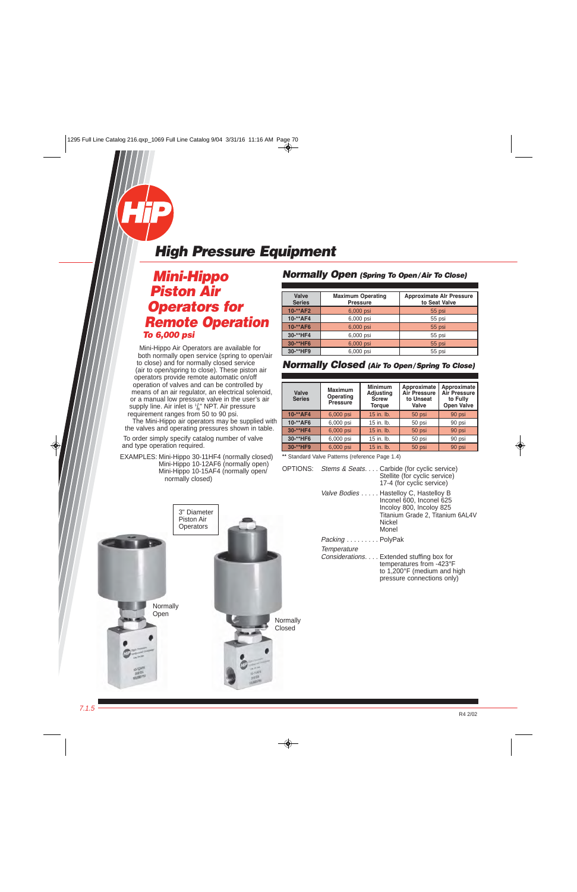# High Pressure Equipment

## Mini-Hippo Piston Air Operators for Remote Operation

### To 6,000 psi

Mini-Hippo Air Operators are available for both normally open service (spring to open/air to close) and for normally closed service (air to open/spring to close). These piston air operators provide remote automatic on/off operation of valves and can be controlled by means of an air regulator, an electrical solenoid, or a manual low pressure valve in the user's air supply line. Air inlet is $^{1}/_{8}$" NPT. Air pressure requirement ranges from 50 to 90 psi.

The Mini-Hippo air operators may be supplied with the valves and operating pressures shown in table.

To order simply specify catalog number of valve and type operation required.

EXAMPLES: Mini-Hippo 30-11HF4 (normally closed)
Mini-Hippo 10-12AF6 (normally open)
Mini-Hippo 10-15AF4 (normally open/ normally closed)

3" Diameter Piston Air Operators

Normally Open

Normally Closed

## Normally Open *(Spring To Open/Air To Close)*

| Valve Series | Maximum Operating Pressure | Approximate Air Pressure to Seat Valve |
|---|---|---|
| 10-**AF2 | 6,000 psi | 55 psi |
| 10-**AF4 | 6,000 psi | 55 psi |
| 10-**AF6 | 6,000 psi | 55 psi |
| 30-**HF4 | 6,000 psi | 55 psi |
| 30-**HF6 | 6,000 psi | 55 psi |
| 30-**HF9 | 6,000 psi | 55 psi |

## Normally Closed *(Air To Open/Spring To Close)*

| Valve Series | Maximum Operating Pressure | Minimum Adjusting Screw Torque | Approximate Air Pressure to Unseat Valve | Approximate Air Pressure to Fully Open Valve |
|---|---|---|---|---|
| 10-**AF4 | 6,000 psi | 15 in. lb. | 50 psi | 90 psi |
| 10-**AF6 | 6,000 psi | 15 in. lb. | 50 psi | 90 psi |
| 30-**HF4 | 6,000 psi | 15 in. lb. | 50 psi | 90 psi |
| 30-**HF6 | 6,000 psi | 15 in. lb. | 50 psi | 90 psi |
| 30-**HF9 | 6,000 psi | 15 in. lb. | 50 psi | 90 psi |

** Standard Valve Patterns (reference Page 1.4)

OPTIONS:

*Stems & Seats.* . . . Carbide (for cyclic service)
Stellite (for cyclic service)
17-4 (for cyclic service)

*Valve Bodies* . . . . . Hastelloy C, Hastelloy B
Inconel 600, Inconel 625
Incoloy 800, Incoloy 825
Titanium Grade 2, Titanium 6AL4V
Nickel
Monel

*Packing* . . . . . . . . . PolyPak

*Temperature Considerations.* . . . Extended stuffing box for temperatures from -423°F to 1,200°F (medium and high pressure connections only)

R4 2/02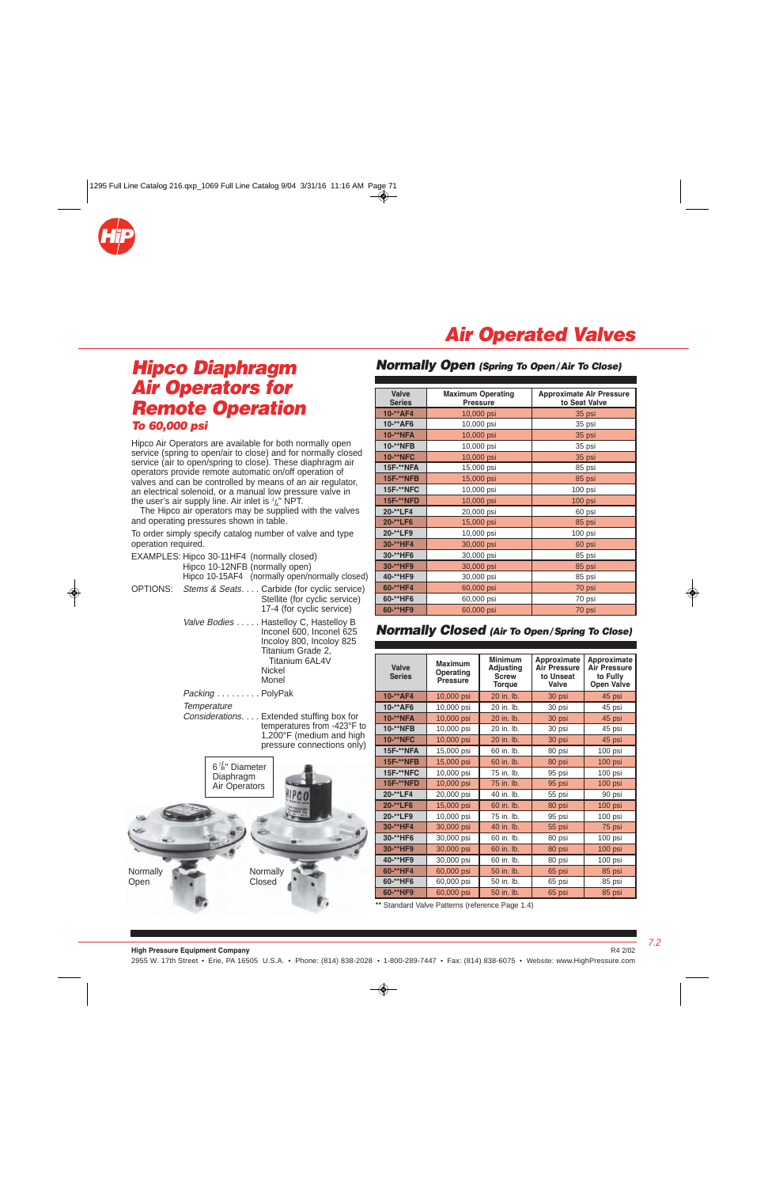# Air Operated Valves

## Hipco Diaphragm Air Operators for Remote Operation

### To 60,000 psi

Hipco Air Operators are available for both normally open service (spring to open/air to close) and for normally closed service (air to open/spring to close). These diaphragm air operators provide remote automatic on/off operation of valves and can be controlled by means of an air regulator, an electrical solenoid, or a manual low pressure valve in the user's air supply line. Air inlet is 1/4" NPT.

The Hipco air operators may be supplied with the valves and operating pressures shown in table.

To order simply specify catalog number of valve and type operation required.

EXAMPLES: Hipco 30-11HF4 (normally closed)
Hipco 10-12NFB (normally open)
Hipco 10-15AF4 (normally open/normally closed)

OPTIONS: *Stems & Seats*. . . . Carbide (for cyclic service)
Stellite (for cyclic service)
17-4 (for cyclic service)

*Valve Bodies* . . . . . Hastelloy C, Hastelloy B
Inconel 600, Inconel 625
Incoloy 800, Incoloy 825
Titanium Grade 2,
Titanium 6AL4V
Nickel
Monel

*Packing* . . . . . . . . . PolyPak

*Temperature Considerations*. . . . Extended stuffing box for temperatures from -423°F to 1,200°F (medium and high pressure connections only)

6 7/8" Diameter Diaphragm Air Operators

Normally Open

Normally Closed

## Normally Open *(Spring To Open/Air To Close)*

| Valve Series | Maximum Operating Pressure | Approximate Air Pressure to Seat Valve |
|---|---|---|
| 10-**AF4 | 10,000 psi | 35 psi |
| 10-**AF6 | 10,000 psi | 35 psi |
| 10-**NFA | 10,000 psi | 35 psi |
| 10-**NFB | 10,000 psi | 35 psi |
| 10-**NFC | 10,000 psi | 35 psi |
| 15F-**NFA | 15,000 psi | 85 psi |
| 15F-**NFB | 15,000 psi | 85 psi |
| 15F-**NFC | 10,000 psi | 100 psi |
| 15F-**NFD | 10,000 psi | 100 psi |
| 20-**LF4 | 20,000 psi | 60 psi |
| 20-**LF6 | 15,000 psi | 85 psi |
| 20-**LF9 | 10,000 psi | 100 psi |
| 30-**HF4 | 30,000 psi | 60 psi |
| 30-**HF6 | 30,000 psi | 85 psi |
| 30-**HF9 | 30,000 psi | 85 psi |
| 40-**HF9 | 30,000 psi | 85 psi |
| 60-**HF4 | 60,000 psi | 70 psi |
| 60-**HF6 | 60,000 psi | 70 psi |
| 60-**HF9 | 60,000 psi | 70 psi |

## Normally Closed *(Air To Open/Spring To Close)*

| Valve Series | Maximum Operating Pressure | Minimum Adjusting Screw Torque | Approximate Air Pressure to Unseat Valve | Approximate Air Pressure to Fully Open Valve |
|---|---|---|---|---|
| 10-**AF4 | 10,000 psi | 20 in. lb. | 30 psi | 45 psi |
| 10-**AF6 | 10,000 psi | 20 in. lb. | 30 psi | 45 psi |
| 10-**NFA | 10,000 psi | 20 in. lb. | 30 psi | 45 psi |
| 10-**NFB | 10,000 psi | 20 in. lb. | 30 psi | 45 psi |
| 10-**NFC | 10,000 psi | 20 in. lb. | 30 psi | 45 psi |
| 15F-**NFA | 15,000 psi | 60 in. lb. | 80 psi | 100 psi |
| 15F-**NFB | 15,000 psi | 60 in. lb. | 80 psi | 100 psi |
| 15F-**NFC | 10,000 psi | 75 in. lb. | 95 psi | 100 psi |
| 15F-**NFD | 10,000 psi | 75 in. lb. | 95 psi | 100 psi |
| 20-**LF4 | 20,000 psi | 40 in. lb. | 55 psi | 90 psi |
| 20-**LF6 | 15,000 psi | 60 in. lb. | 80 psi | 100 psi |
| 20-**LF9 | 10,000 psi | 75 in. lb. | 95 psi | 100 psi |
| 30-**HF4 | 30,000 psi | 40 in. lb. | 55 psi | 75 psi |
| 30-**HF6 | 30,000 psi | 60 in. lb. | 80 psi | 100 psi |
| 30-**HF9 | 30,000 psi | 60 in. lb. | 80 psi | 100 psi |
| 40-**HF9 | 30,000 psi | 60 in. lb. | 80 psi | 100 psi |
| 60-**HF4 | 60,000 psi | 50 in. lb. | 65 psi | 85 psi |
| 60-**HF6 | 60,000 psi | 50 in. lb. | 65 psi | 85 psi |
| 60-**HF9 | 60,000 psi | 50 in. lb. | 65 psi | 85 psi |

** Standard Valve Patterns (reference Page 1.4)

**High Pressure Equipment Company** R4 2/02
2955 W. 17th Street • Erie, PA 16505 U.S.A. • Phone: (814) 838-2028 • 1-800-289-7447 • Fax: (814) 838-6075 • Website: www.HighPressure.com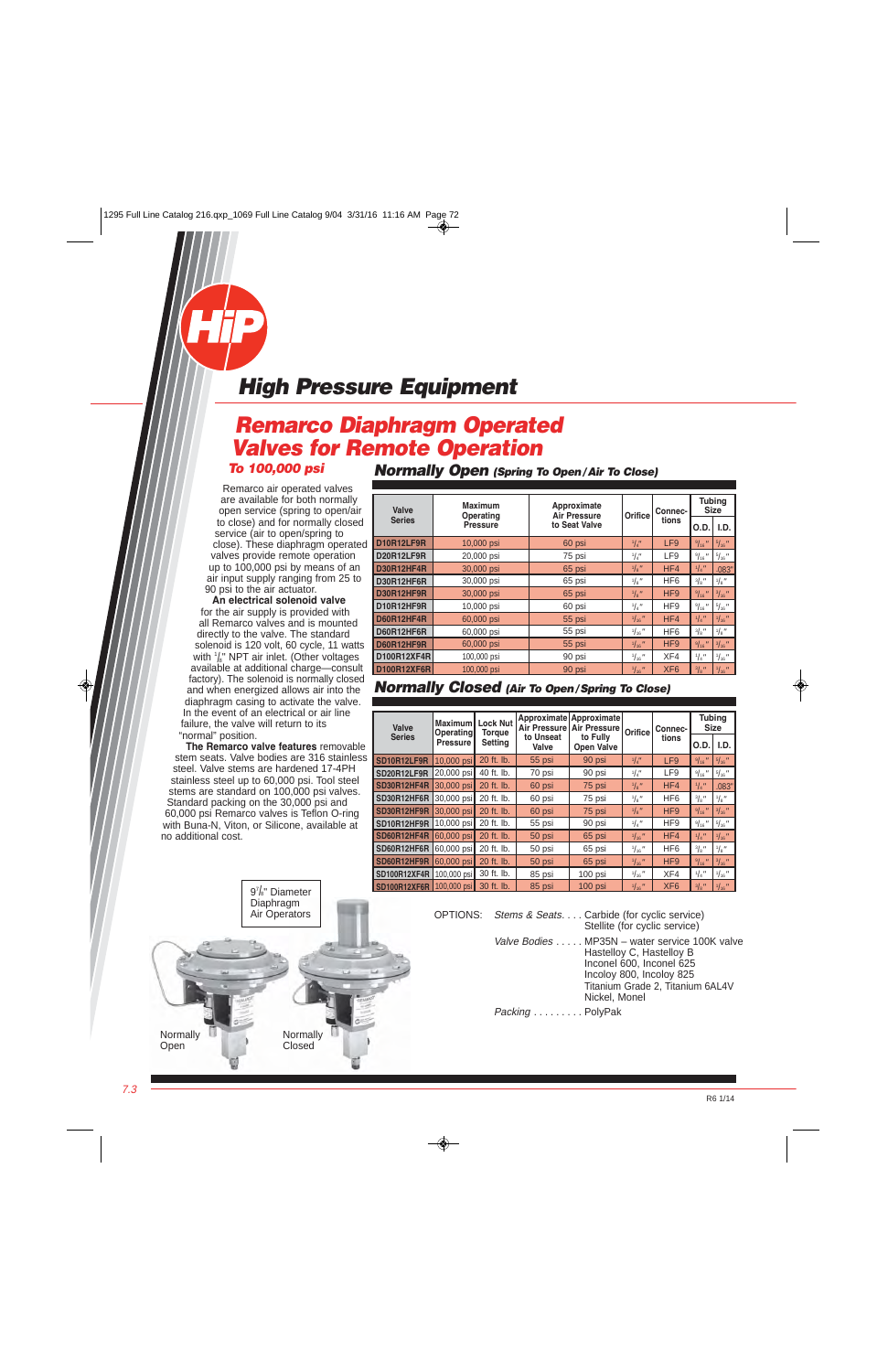# High Pressure Equipment

## Remarco Diaphragm Operated Valves for Remote Operation

### To 100,000 psi

Remarco air operated valves are available for both normally open service (spring to open/air to close) and for normally closed service (air to open/spring to close). These diaphragm operated valves provide remote operation up to 100,000 psi by means of an air input supply ranging from 25 to 90 psi to the air actuator.

**An electrical solenoid valve** for the air supply is provided with all Remarco valves and is mounted directly to the valve. The standard solenoid is 120 volt, 60 cycle, 11 watts with 1/8" NPT air inlet. (Other voltages available at additional charge—consult factory). The solenoid is normally closed and when energized allows air into the diaphragm casing to activate the valve. In the event of an electrical or air line failure, the valve will return to its "normal" position.

**The Remarco valve features** removable stem seats. Valve bodies are 316 stainless steel. Valve stems are hardened 17-4PH stainless steel up to 60,000 psi. Tool steel stems are standard on 100,000 psi valves. Standard packing on the 30,000 psi and 60,000 psi Remarco valves is Teflon O-ring with Buna-N, Viton, or Silicone, available at no additional cost.

### Normally Open *(Spring To Open/Air To Close)*

| Valve Series | Maximum Operating Pressure | Approximate Air Pressure to Seat Valve | Orifice | Connections | Tubing Size O.D. | Tubing Size I.D. |
|---|---|---|---|---|---|---|
| D10R12LF9R | 10,000 psi | 60 psi | 1/4" | LF9 | 9/16" | 5/16" |
| D20R12LF9R | 20,000 psi | 75 psi | 1/4" | LF9 | 9/16" | 5/16" |
| D30R12HF4R | 30,000 psi | 65 psi | 1/8" | HF4 | 1/4" | .083" |
| D30R12HF6R | 30,000 psi | 65 psi | 1/8" | HF6 | 3/8" | 1/8" |
| D30R12HF9R | 30,000 psi | 65 psi | 1/8" | HF9 | 9/16" | 3/16" |
| D10R12HF9R | 10,000 psi | 60 psi | 1/4" | HF9 | 9/16" | 5/16" |
| D60R12HF4R | 60,000 psi | 55 psi | 3/32" | HF4 | 1/4" | 1/16" |
| D60R12HF6R | 60,000 psi | 55 psi | 3/32" | HF6 | 3/8" | 1/8" |
| D60R12HF9R | 60,000 psi | 55 psi | 3/32" | HF9 | 9/16" | 3/16" |
| D100R12XF4R | 100,000 psi | 90 psi | 3/32" | XF4 | 1/4" | 1/16" |
| D100R12XF6R | 100,000 psi | 90 psi | 3/32" | XF6 | 3/8" | 1/16" |

### Normally Closed *(Air To Open/Spring To Close)*

| Valve Series | Maximum Operating Pressure | Lock Nut Torque Setting | Approximate Air Pressure to Unseat Valve | Approximate Air Pressure to Fully Open Valve | Orifice | Connections | Tubing Size O.D. | Tubing Size I.D. |
|---|---|---|---|---|---|---|---|---|
| SD10R12LF9R | 10,000 psi | 20 ft. lb. | 55 psi | 90 psi | 1/4" | LF9 | 9/16" | 5/16" |
| SD20R12LF9R | 20,000 psi | 40 ft. lb. | 70 psi | 90 psi | 1/4" | LF9 | 9/16" | 5/16" |
| SD30R12HF4R | 30,000 psi | 20 ft. lb. | 60 psi | 75 psi | 1/8" | HF4 | 1/4" | .083" |
| SD30R12HF6R | 30,000 psi | 20 ft. lb. | 60 psi | 75 psi | 1/8" | HF6 | 3/8" | 1/8" |
| SD30R12HF9R | 30,000 psi | 20 ft. lb. | 60 psi | 75 psi | 1/8" | HF9 | 9/16" | 3/16" |
| SD10R12HF9R | 10,000 psi | 20 ft. lb. | 55 psi | 90 psi | 1/4" | HF9 | 9/16" | 5/16" |
| SD60R12HF4R | 60,000 psi | 20 ft. lb. | 50 psi | 65 psi | 3/32" | HF4 | 1/4" | 1/16" |
| SD60R12HF6R | 60,000 psi | 20 ft. lb. | 50 psi | 65 psi | 3/32" | HF6 | 3/8" | 1/8" |
| SD60R12HF9R | 60,000 psi | 20 ft. lb. | 50 psi | 65 psi | 3/32" | HF9 | 9/16" | 3/16" |
| SD100R12XF4R | 100,000 psi | 30 ft. lb. | 85 psi | 100 psi | 3/32" | XF4 | 1/4" | 1/16" |
| SD100R12XF6R | 100,000 psi | 30 ft. lb. | 85 psi | 100 psi | 3/32" | XF6 | 3/8" | 1/16" |

9 7/8" Diameter Diaphragm Air Operators

Normally Open

Normally Closed

OPTIONS:

*Stems & Seats* . . . . Carbide (for cyclic service)
Stellite (for cyclic service)

*Valve Bodies* . . . . . MP35N – water service 100K valve
Hastelloy C, Hastelloy B
Inconel 600, Inconel 625
Incoloy 800, Incoloy 825
Titanium Grade 2, Titanium 6AL4V
Nickel, Monel

*Packing* . . . . . . . . . PolyPak

R6 1/14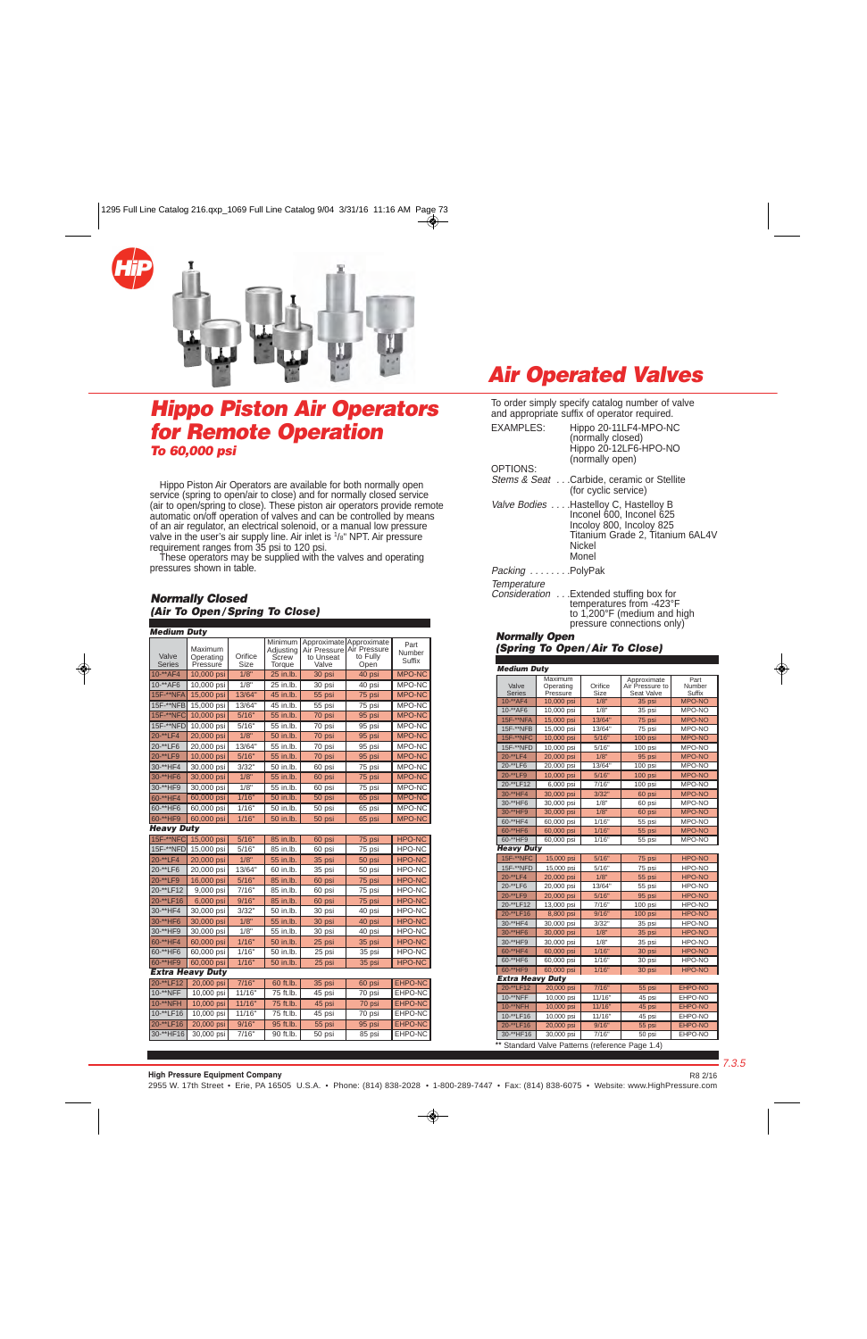# Air Operated Valves

## Hippo Piston Air Operators for Remote Operation

### To 60,000 psi

Hippo Piston Air Operators are available for both normally open service (spring to open/air to close) and for normally closed service (air to open/spring to close). These piston air operators provide remote automatic on/off operation of valves and can be controlled by means of an air regulator, an electrical solenoid, or a manual low pressure valve in the user's air supply line. Air inlet is 1/8" NPT. Air pressure requirement ranges from 35 psi to 120 psi.

These operators may be supplied with the valves and operating pressures shown in table.

### Normally Closed (Air To Open/Spring To Close)

| Valve Series | Maximum Operating Pressure | Orifice Size | Minimum Adjusting Screw Torque | Approximate Air Pressure to Unseat Valve | Approximate Air Pressure to Fully Open | Part Number Suffix |
|---|---|---|---|---|---|---|
| **Medium Duty** | | | | | | |
| 10-**AF4 | 10,000 psi | 1/8" | 25 in.lb. | 30 psi | 40 psi | MPO-NC |
| 10-**AF6 | 10,000 psi | 1/8" | 25 in.lb. | 30 psi | 40 psi | MPO-NC |
| 15F-**NFA | 15,000 psi | 13/64" | 45 in.lb. | 55 psi | 75 psi | MPO-NC |
| 15F-**NFB | 15,000 psi | 13/64" | 45 in.lb. | 55 psi | 75 psi | MPO-NC |
| 15F-**NFC | 10,000 psi | 5/16" | 55 in.lb. | 70 psi | 95 psi | MPO-NC |
| 15F-**NFD | 10,000 psi | 5/16" | 55 in.lb. | 70 psi | 95 psi | MPO-NC |
| 20-**LF4 | 20,000 psi | 1/8" | 50 in.lb. | 70 psi | 95 psi | MPO-NC |
| 20-**LF6 | 20,000 psi | 13/64" | 55 in.lb. | 70 psi | 95 psi | MPO-NC |
| 20-**LF9 | 10,000 psi | 5/16" | 55 in.lb. | 70 psi | 95 psi | MPO-NC |
| 30-**HF4 | 30,000 psi | 3/32" | 50 in.lb. | 60 psi | 75 psi | MPO-NC |
| 30-**HF6 | 30,000 psi | 1/8" | 55 in.lb. | 60 psi | 75 psi | MPO-NC |
| 30-**HF9 | 30,000 psi | 1/8" | 55 in.lb. | 60 psi | 75 psi | MPO-NC |
| 60-**HF4 | 60,000 psi | 1/16" | 50 in.lb. | 50 psi | 65 psi | MPO-NC |
| 60-**HF6 | 60,000 psi | 1/16" | 50 in.lb. | 50 psi | 65 psi | MPO-NC |
| 60-**HF9 | 60,000 psi | 1/16" | 50 in.lb. | 50 psi | 65 psi | MPO-NC |
| **Heavy Duty** | | | | | | |
| 15F-**NFC | 15,000 psi | 5/16" | 85 in.lb. | 60 psi | 75 psi | HPO-NC |
| 15F-**NFD | 15,000 psi | 5/16" | 85 in.lb. | 60 psi | 75 psi | HPO-NC |
| 20-**LF4 | 20,000 psi | 1/8" | 55 in.lb. | 35 psi | 50 psi | HPO-NC |
| 20-**LF6 | 20,000 psi | 13/64" | 60 in.lb. | 35 psi | 50 psi | HPO-NC |
| 20-**LF9 | 16,000 psi | 5/16" | 85 in.lb. | 60 psi | 75 psi | HPO-NC |
| 20-**LF12 | 9,000 psi | 7/16" | 85 in.lb. | 60 psi | 75 psi | HPO-NC |
| 20-**LF16 | 6,000 psi | 9/16" | 85 in.lb. | 60 psi | 75 psi | HPO-NC |
| 30-**HF4 | 30,000 psi | 3/32" | 50 in.lb. | 30 psi | 40 psi | HPO-NC |
| 30-**HF6 | 30,000 psi | 1/8" | 55 in.lb. | 30 psi | 40 psi | HPO-NC |
| 30-**HF9 | 30,000 psi | 1/8" | 55 in.lb. | 30 psi | 40 psi | HPO-NC |
| 60-**HF4 | 60,000 psi | 1/16" | 50 in.lb. | 25 psi | 35 psi | HPO-NC |
| 60-**HF6 | 60,000 psi | 1/16" | 50 in.lb. | 25 psi | 35 psi | HPO-NC |
| 60-**HF9 | 60,000 psi | 1/16" | 50 in.lb. | 25 psi | 35 psi | HPO-NC |
| **Extra Heavy Duty** | | | | | | |
| 20-**LF12 | 20,000 psi | 7/16" | 60 ft.lb. | 35 psi | 60 psi | EHPO-NC |
| 10-**NFF | 10,000 psi | 11/16" | 75 ft.lb. | 45 psi | 70 psi | EHPO-NC |
| 10-**NFH | 10,000 psi | 11/16" | 75 ft.lb. | 45 psi | 70 psi | EHPO-NC |
| 10-**LF16 | 10,000 psi | 11/16" | 75 ft.lb. | 45 psi | 70 psi | EHPO-NC |
| 20-**LF16 | 20,000 psi | 9/16" | 95 ft.lb. | 55 psi | 95 psi | EHPO-NC |
| 30-**HF16 | 30,000 psi | 7/16" | 90 ft.lb. | 50 psi | 85 psi | EHPO-NC |

To order simply specify catalog number of valve and appropriate suffix of operator required.

EXAMPLES:
- Hippo 20-11LF4-MPO-NC (normally closed)
- Hippo 20-12LF6-HPO-NO (normally open)

OPTIONS:

*Stems & Seat* . . .Carbide, ceramic or Stellite (for cyclic service)

*Valve Bodies* . . . .Hastelloy C, Hastelloy B, Inconel 600, Inconel 625, Incoloy 800, Incoloy 825, Titanium Grade 2, Titanium 6AL4V, Nickel, Monel

*Packing* . . . . . . . .PolyPak

*Temperature Consideration* . . .Extended stuffing box for temperatures from -423°F to 1,200°F (medium and high pressure connections only)

### Normally Open (Spring To Open/Air To Close)

| Valve Series | Maximum Operating Pressure | Orifice Size | Approximate Air Pressure to Seat Valve | Part Number Suffix |
|---|---|---|---|---|
| **Medium Duty** | | | | |
| 10-**AF4 | 10,000 psi | 1/8" | 35 psi | MPO-NO |
| 10-**AF6 | 10,000 psi | 1/8" | 35 psi | MPO-NO |
| 15F-**NFA | 15,000 psi | 13/64" | 75 psi | MPO-NO |
| 15F-**NFB | 15,000 psi | 13/64" | 75 psi | MPO-NO |
| 15F-**NFC | 10,000 psi | 5/16" | 100 psi | MPO-NO |
| 15F-**NFD | 10,000 psi | 5/16" | 100 psi | MPO-NO |
| 20-**LF4 | 20,000 psi | 1/8" | 95 psi | MPO-NO |
| 20-**LF6 | 20,000 psi | 13/64" | 100 psi | MPO-NO |
| 20-**LF9 | 10,000 psi | 5/16" | 100 psi | MPO-NO |
| 20-**LF12 | 6,000 psi | 7/16" | 100 psi | MPO-NO |
| 30-**HF4 | 30,000 psi | 3/32" | 60 psi | MPO-NO |
| 30-**HF6 | 30,000 psi | 1/8" | 60 psi | MPO-NO |
| 30-**HF9 | 30,000 psi | 1/8" | 60 psi | MPO-NO |
| 60-**HF4 | 60,000 psi | 1/16" | 55 psi | MPO-NO |
| 60-**HF6 | 60,000 psi | 1/16" | 55 psi | MPO-NO |
| 60-**HF9 | 60,000 psi | 1/16" | 55 psi | MPO-NO |
| **Heavy Duty** | | | | |
| 15F-**NFC | 15,000 psi | 5/16" | 75 psi | HPO-NO |
| 15F-**NFD | 15,000 psi | 5/16" | 75 psi | HPO-NO |
| 20-**LF4 | 20,000 psi | 1/8" | 55 psi | HPO-NO |
| 20-**LF6 | 20,000 psi | 13/64" | 55 psi | HPO-NO |
| 20-**LF9 | 20,000 psi | 5/16" | 95 psi | HPO-NO |
| 20-**LF12 | 13,000 psi | 7/16" | 100 psi | HPO-NO |
| 20-**LF16 | 8,800 psi | 9/16" | 100 psi | HPO-NO |
| 30-**HF4 | 30,000 psi | 3/32" | 35 psi | HPO-NO |
| 30-**HF6 | 30,000 psi | 1/8" | 35 psi | HPO-NO |
| 30-**HF9 | 30,000 psi | 1/8" | 35 psi | HPO-NO |
| 60-**HF4 | 60,000 psi | 1/16" | 30 psi | HPO-NO |
| 60-**HF6 | 60,000 psi | 1/16" | 30 psi | HPO-NO |
| 60-**HF9 | 60,000 psi | 1/16" | 30 psi | HPO-NO |
| **Extra Heavy Duty** | | | | |
| 20-**LF12 | 20,000 psi | 7/16" | 55 psi | EHPO-NO |
| 10-**NFF | 10,000 psi | 11/16" | 45 psi | EHPO-NO |
| 10-**NFH | 10,000 psi | 11/16" | 45 psi | EHPO-NO |
| 10-**LF16 | 10,000 psi | 11/16" | 45 psi | EHPO-NO |
| 20-**LF16 | 20,000 psi | 9/16" | 55 psi | EHPO-NO |
| 30-**HF16 | 30,000 psi | 7/16" | 50 psi | EHPO-NO |

** Standard Valve Patterns (reference Page 1.4)

High Pressure Equipment Company
2955 W. 17th Street • Erie, PA 16505 U.S.A. • Phone: (814) 838-2028 • 1-800-289-7447 • Fax: (814) 838-6075 • Website: www.HighPressure.com

R8 2/16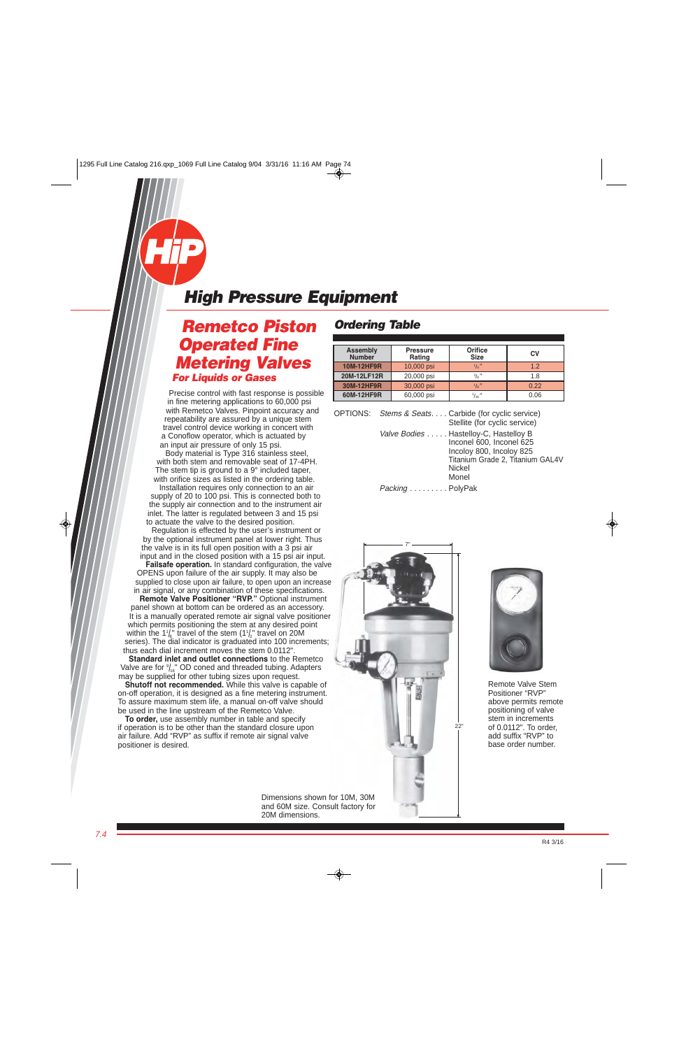# High Pressure Equipment

## Remetco Piston Operated Fine Metering Valves

### For Liquids or Gases

Precise control with fast response is possible in fine metering applications to 60,000 psi with Remetco Valves. Pinpoint accuracy and repeatability are assured by a unique stem travel control device working in concert with a Conoflow operator, which is actuated by an input air pressure of only 15 psi.

Body material is Type 316 stainless steel, with both stem and removable seat of 17-4PH. The stem tip is ground to a 9° included taper, with orifice sizes as listed in the ordering table.

Installation requires only connection to an air supply of 20 to 100 psi. This is connected both to the supply air connection and to the instrument air inlet. The latter is regulated between 3 and 15 psi to actuate the valve to the desired position.

Regulation is effected by the user's instrument or by the optional instrument panel at lower right. Thus the valve is in its full open position with a 3 psi air input and in the closed position with a 15 psi air input.

**Failsafe operation.** In standard configuration, the valve OPENS upon failure of the air supply. It may also be supplied to close upon air failure, to open upon an increase in air signal, or any combination of these specifications.

**Remote Valve Positioner "RVP."** Optional instrument panel shown at bottom can be ordered as an accessory. It is a manually operated remote air signal valve positioner which permits positioning the stem at any desired point within the 1⅛" travel of the stem (1⅛" travel on 20M series). The dial indicator is graduated into 100 increments; thus each dial increment moves the stem 0.0112".

**Standard inlet and outlet connections** to the Remetco Valve are for 9/16" OD coned and threaded tubing. Adapters may be supplied for other tubing sizes upon request.

**Shutoff not recommended.** While this valve is capable of on-off operation, it is designed as a fine metering instrument. To assure maximum stem life, a manual on-off valve should be used in the line upstream of the Remetco Valve.

**To order,** use assembly number in table and specify if operation is to be other than the standard closure upon air failure. Add "RVP" as suffix if remote air signal valve positioner is desired.

## Ordering Table

| Assembly Number | Pressure Rating | Orifice Size | CV |
|---|---|---|---|
| 10M-12HF9R | 10,000 psi | 1/4" | 1.2 |
| 20M-12LF12R | 20,000 psi | 3/16" | 1.8 |
| 30M-12HF9R | 30,000 psi | 1/8" | 0.22 |
| 60M-12HF9R | 60,000 psi | 1/16" | 0.06 |

OPTIONS:

*Stems & Seats* . . . . Carbide (for cyclic service)
Stellite (for cyclic service)

*Valve Bodies* . . . . . Hastelloy-C, Hastelloy B
Inconel 600, Inconel 625
Incoloy 800, Incoloy 825
Titanium Grade 2, Titanium GAL4V
Nickel
Monel

*Packing* . . . . . . . . . PolyPak

7"

22"

Dimensions shown for 10M, 30M and 60M size. Consult factory for 20M dimensions.

Remote Valve Stem Positioner "RVP" above permits remote positioning of valve stem in increments of 0.0112". To order, add suffix "RVP" to base order number.

R4 3/16